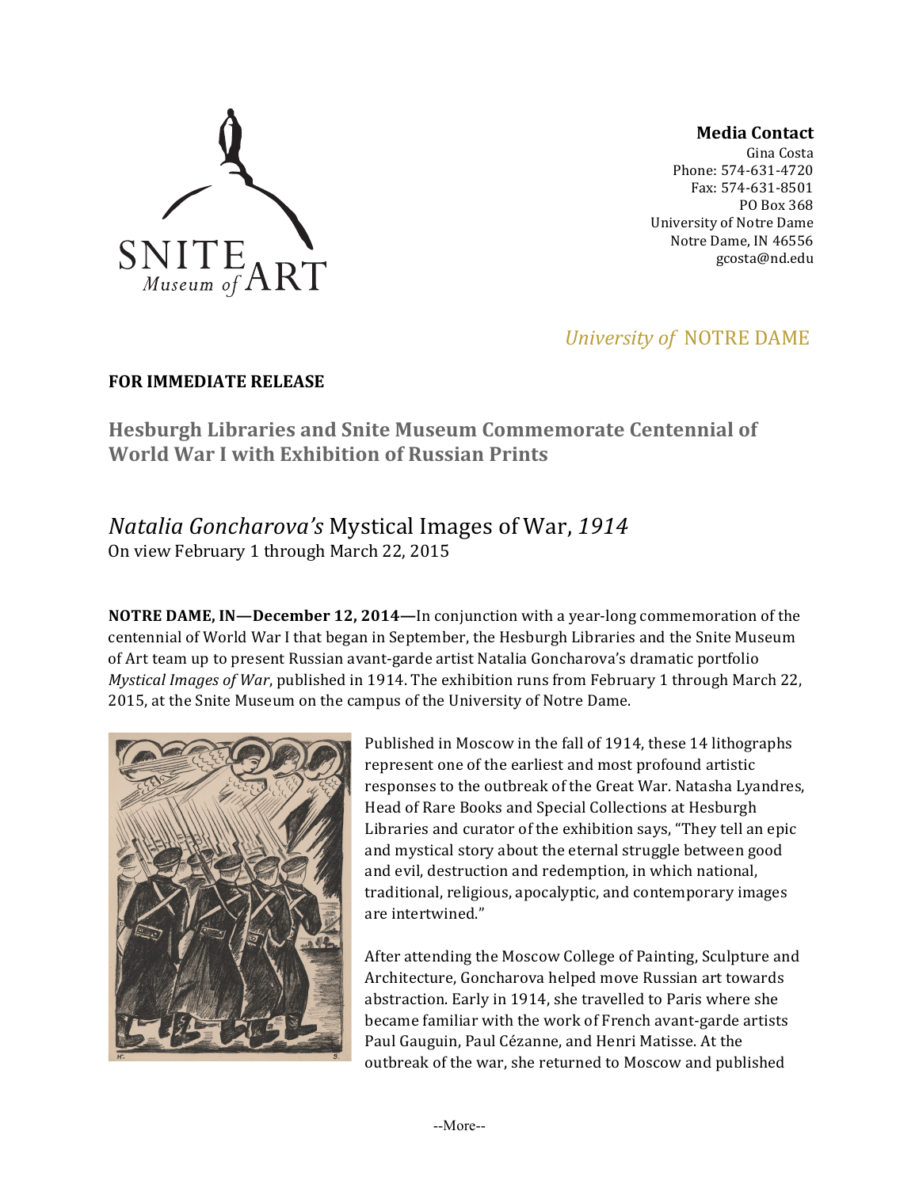**Media Contact**
Gina Costa
Phone: 574-631-4720
Fax: 574-631-8501
PO Box 368
University of Notre Dame
Notre Dame, IN 46556
gcosta@nd.edu

*University of* NOTRE DAME

**FOR IMMEDIATE RELEASE**

## Hesburgh Libraries and Snite Museum Commemorate Centennial of World War I with Exhibition of Russian Prints

*Natalia Goncharova's* Mystical Images of War, *1914*
On view February 1 through March 22, 2015

**NOTRE DAME, IN—December 12, 2014—**In conjunction with a year-long commemoration of the centennial of World War I that began in September, the Hesburgh Libraries and the Snite Museum of Art team up to present Russian avant-garde artist Natalia Goncharova's dramatic portfolio *Mystical Images of War*, published in 1914. The exhibition runs from February 1 through March 22, 2015, at the Snite Museum on the campus of the University of Notre Dame.

Published in Moscow in the fall of 1914, these 14 lithographs represent one of the earliest and most profound artistic responses to the outbreak of the Great War. Natasha Lyandres, Head of Rare Books and Special Collections at Hesburgh Libraries and curator of the exhibition says, "They tell an epic and mystical story about the eternal struggle between good and evil, destruction and redemption, in which national, traditional, religious, apocalyptic, and contemporary images are intertwined."

After attending the Moscow College of Painting, Sculpture and Architecture, Goncharova helped move Russian art towards abstraction. Early in 1914, she travelled to Paris where she became familiar with the work of French avant-garde artists Paul Gauguin, Paul Cézanne, and Henri Matisse. At the outbreak of the war, she returned to Moscow and published

--More--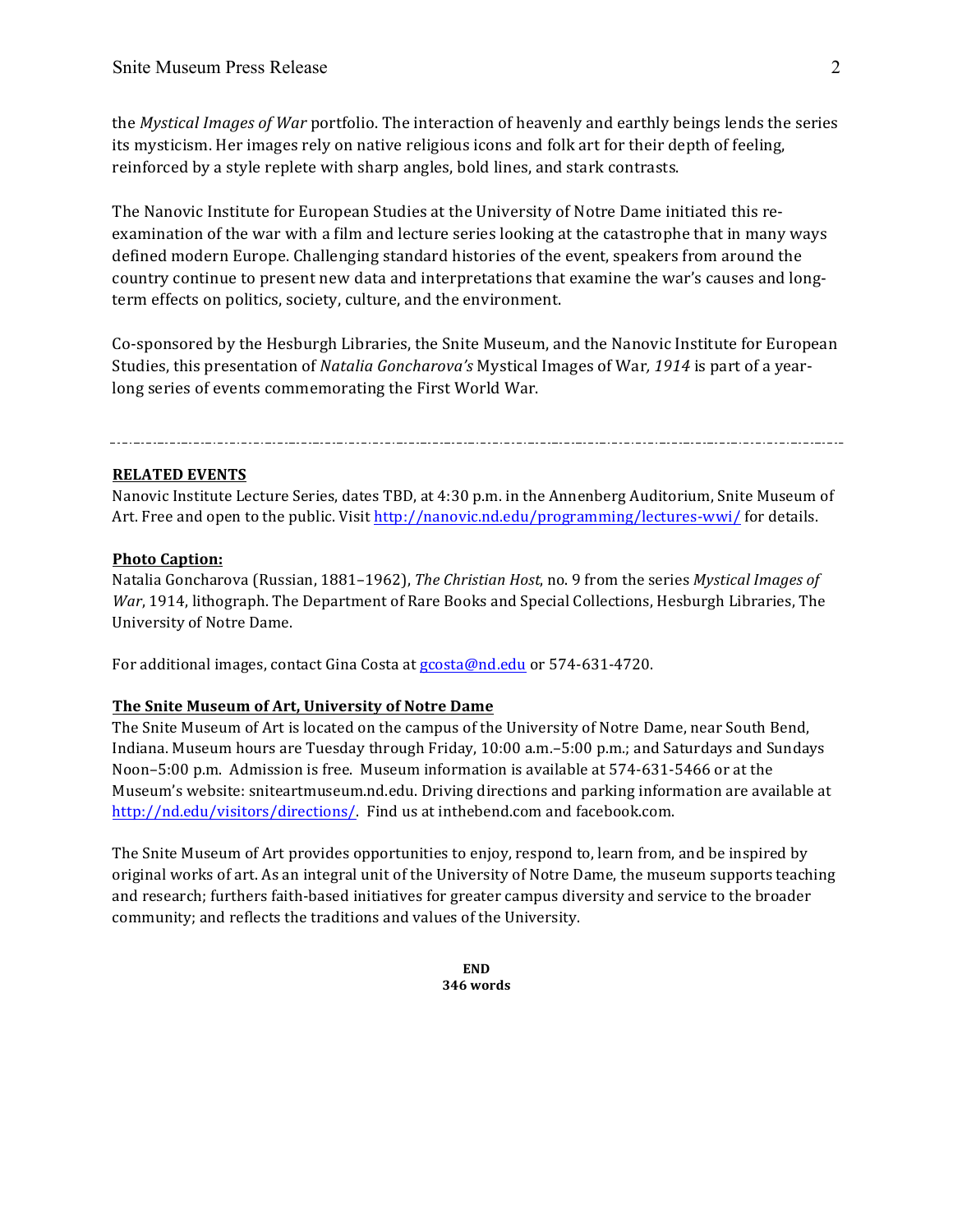the *Mystical Images of War* portfolio. The interaction of heavenly and earthly beings lends the series its mysticism. Her images rely on native religious icons and folk art for their depth of feeling, reinforced by a style replete with sharp angles, bold lines, and stark contrasts.

The Nanovic Institute for European Studies at the University of Notre Dame initiated this re-examination of the war with a film and lecture series looking at the catastrophe that in many ways defined modern Europe. Challenging standard histories of the event, speakers from around the country continue to present new data and interpretations that examine the war's causes and long-term effects on politics, society, culture, and the environment.

Co-sponsored by the Hesburgh Libraries, the Snite Museum, and the Nanovic Institute for European Studies, this presentation of *Natalia Goncharova's* Mystical Images of War*, 1914* is part of a year-long series of events commemorating the First World War.

---

**RELATED EVENTS**

Nanovic Institute Lecture Series, dates TBD, at 4:30 p.m. in the Annenberg Auditorium, Snite Museum of Art. Free and open to the public. Visit http://nanovic.nd.edu/programming/lectures-wwi/ for details.

**Photo Caption:**

Natalia Goncharova (Russian, 1881–1962), *The Christian Host*, no. 9 from the series *Mystical Images of War*, 1914, lithograph. The Department of Rare Books and Special Collections, Hesburgh Libraries, The University of Notre Dame.

For additional images, contact Gina Costa at gcosta@nd.edu or 574-631-4720.

**The Snite Museum of Art, University of Notre Dame**

The Snite Museum of Art is located on the campus of the University of Notre Dame, near South Bend, Indiana. Museum hours are Tuesday through Friday, 10:00 a.m.–5:00 p.m.; and Saturdays and Sundays Noon–5:00 p.m. Admission is free. Museum information is available at 574-631-5466 or at the Museum's website: sniteartmuseum.nd.edu. Driving directions and parking information are available at http://nd.edu/visitors/directions/. Find us at inthebend.com and facebook.com.

The Snite Museum of Art provides opportunities to enjoy, respond to, learn from, and be inspired by original works of art. As an integral unit of the University of Notre Dame, the museum supports teaching and research; furthers faith-based initiatives for greater campus diversity and service to the broader community; and reflects the traditions and values of the University.

**END**
**346 words**